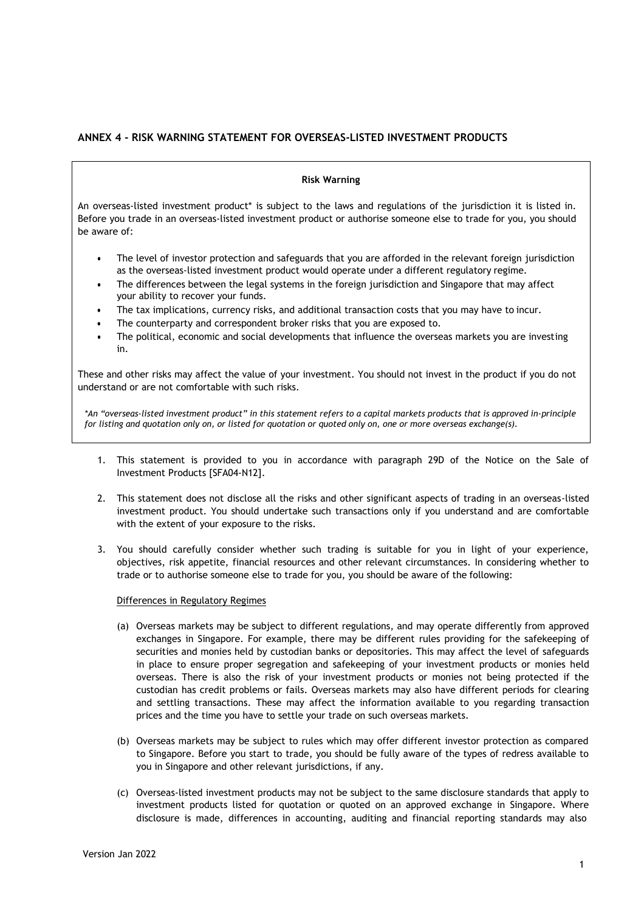## ANNEX 4 - RISK WARNING STATEMENT FOR OVERSEAS-LISTED INVESTMENT PRODUCTS

**Risk Warning**

An overseas-listed investment product* is subject to the laws and regulations of the jurisdiction it is listed in. Before you trade in an overseas-listed investment product or authorise someone else to trade for you, you should be aware of:

- The level of investor protection and safeguards that you are afforded in the relevant foreign jurisdiction as the overseas-listed investment product would operate under a different regulatory regime.
- The differences between the legal systems in the foreign jurisdiction and Singapore that may affect your ability to recover your funds.
- The tax implications, currency risks, and additional transaction costs that you may have to incur.
- The counterparty and correspondent broker risks that you are exposed to.
- The political, economic and social developments that influence the overseas markets you are investing in.

These and other risks may affect the value of your investment. You should not invest in the product if you do not understand or are not comfortable with such risks.

*\*An "overseas-listed investment product" in this statement refers to a capital markets products that is approved in-principle for listing and quotation only on, or listed for quotation or quoted only on, one or more overseas exchange(s).*

1. This statement is provided to you in accordance with paragraph 29D of the Notice on the Sale of Investment Products [SFA04-N12].

2. This statement does not disclose all the risks and other significant aspects of trading in an overseas-listed investment product. You should undertake such transactions only if you understand and are comfortable with the extent of your exposure to the risks.

3. You should carefully consider whether such trading is suitable for you in light of your experience, objectives, risk appetite, financial resources and other relevant circumstances. In considering whether to trade or to authorise someone else to trade for you, you should be aware of the following:

   Differences in Regulatory Regimes

   (a) Overseas markets may be subject to different regulations, and may operate differently from approved exchanges in Singapore. For example, there may be different rules providing for the safekeeping of securities and monies held by custodian banks or depositories. This may affect the level of safeguards in place to ensure proper segregation and safekeeping of your investment products or monies held overseas. There is also the risk of your investment products or monies not being protected if the custodian has credit problems or fails. Overseas markets may also have different periods for clearing and settling transactions. These may affect the information available to you regarding transaction prices and the time you have to settle your trade on such overseas markets.

   (b) Overseas markets may be subject to rules which may offer different investor protection as compared to Singapore. Before you start to trade, you should be fully aware of the types of redress available to you in Singapore and other relevant jurisdictions, if any.

   (c) Overseas-listed investment products may not be subject to the same disclosure standards that apply to investment products listed for quotation or quoted on an approved exchange in Singapore. Where disclosure is made, differences in accounting, auditing and financial reporting standards may also

Version Jan 2022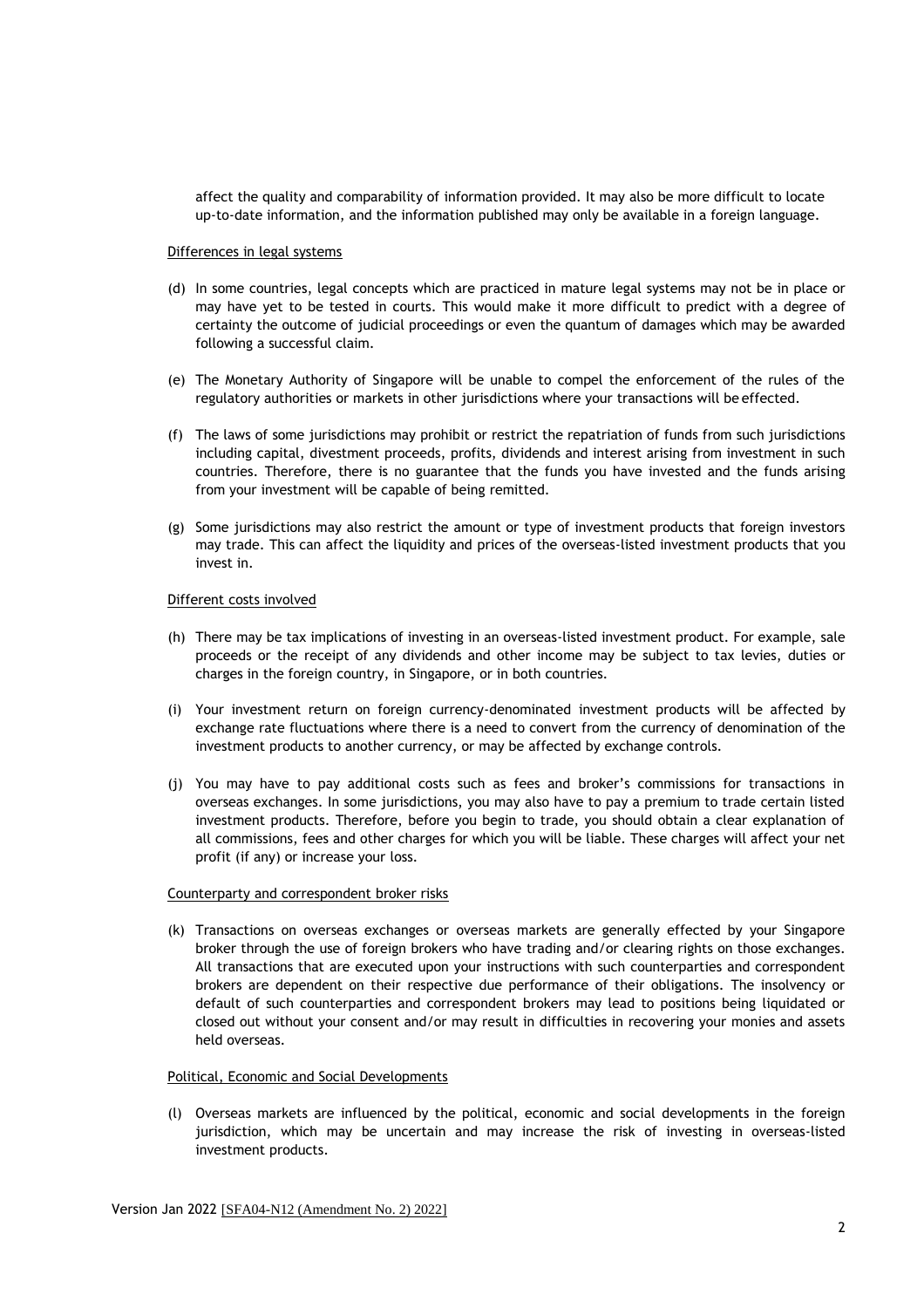affect the quality and comparability of information provided. It may also be more difficult to locate up-to-date information, and the information published may only be available in a foreign language.

Differences in legal systems

(d) In some countries, legal concepts which are practiced in mature legal systems may not be in place or may have yet to be tested in courts. This would make it more difficult to predict with a degree of certainty the outcome of judicial proceedings or even the quantum of damages which may be awarded following a successful claim.

(e) The Monetary Authority of Singapore will be unable to compel the enforcement of the rules of the regulatory authorities or markets in other jurisdictions where your transactions will be effected.

(f) The laws of some jurisdictions may prohibit or restrict the repatriation of funds from such jurisdictions including capital, divestment proceeds, profits, dividends and interest arising from investment in such countries. Therefore, there is no guarantee that the funds you have invested and the funds arising from your investment will be capable of being remitted.

(g) Some jurisdictions may also restrict the amount or type of investment products that foreign investors may trade. This can affect the liquidity and prices of the overseas-listed investment products that you invest in.

Different costs involved

(h) There may be tax implications of investing in an overseas-listed investment product. For example, sale proceeds or the receipt of any dividends and other income may be subject to tax levies, duties or charges in the foreign country, in Singapore, or in both countries.

(i) Your investment return on foreign currency-denominated investment products will be affected by exchange rate fluctuations where there is a need to convert from the currency of denomination of the investment products to another currency, or may be affected by exchange controls.

(j) You may have to pay additional costs such as fees and broker's commissions for transactions in overseas exchanges. In some jurisdictions, you may also have to pay a premium to trade certain listed investment products. Therefore, before you begin to trade, you should obtain a clear explanation of all commissions, fees and other charges for which you will be liable. These charges will affect your net profit (if any) or increase your loss.

Counterparty and correspondent broker risks

(k) Transactions on overseas exchanges or overseas markets are generally effected by your Singapore broker through the use of foreign brokers who have trading and/or clearing rights on those exchanges. All transactions that are executed upon your instructions with such counterparties and correspondent brokers are dependent on their respective due performance of their obligations. The insolvency or default of such counterparties and correspondent brokers may lead to positions being liquidated or closed out without your consent and/or may result in difficulties in recovering your monies and assets held overseas.

Political, Economic and Social Developments

(l) Overseas markets are influenced by the political, economic and social developments in the foreign jurisdiction, which may be uncertain and may increase the risk of investing in overseas-listed investment products.

Version Jan 2022 [SFA04-N12 (Amendment No. 2) 2022]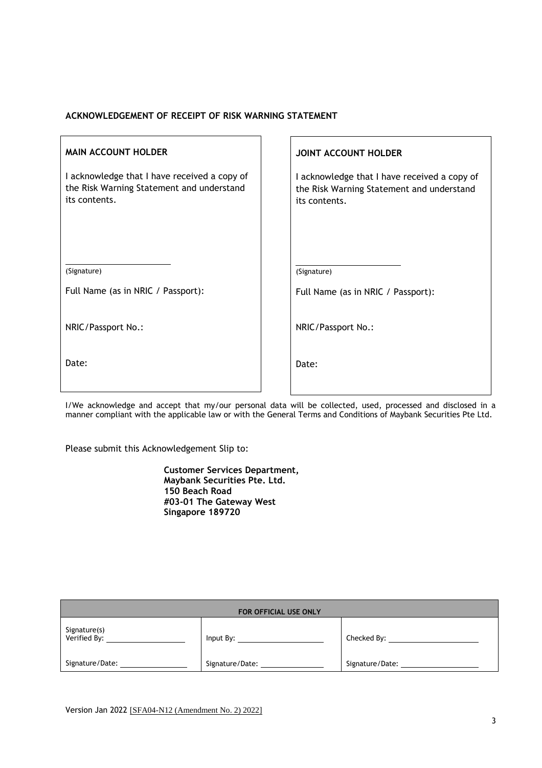**ACKNOWLEDGEMENT OF RECEIPT OF RISK WARNING STATEMENT**

| | |
|---|---|
| **MAIN ACCOUNT HOLDER**<br><br>I acknowledge that I have received a copy of the Risk Warning Statement and understand its contents.<br><br>\_\_\_\_\_\_\_\_\_\_\_\_\_\_\_\_\_\_\_\_<br>(Signature)<br><br>Full Name (as in NRIC / Passport):<br><br>NRIC/Passport No.:<br><br>Date: | **JOINT ACCOUNT HOLDER**<br><br>I acknowledge that I have received a copy of the Risk Warning Statement and understand its contents.<br><br>\_\_\_\_\_\_\_\_\_\_\_\_\_\_\_\_\_\_\_\_<br>(Signature)<br><br>Full Name (as in NRIC / Passport):<br><br>NRIC/Passport No.:<br><br>Date: |

I/We acknowledge and accept that my/our personal data will be collected, used, processed and disclosed in a manner compliant with the applicable law or with the General Terms and Conditions of Maybank Securities Pte Ltd.

Please submit this Acknowledgement Slip to:

**Customer Services Department,**
**Maybank Securities Pte. Ltd.**
**150 Beach Road**
**#03-01 The Gateway West**
**Singapore 189720**

| **FOR OFFICIAL USE ONLY** | | |
|---|---|---|
| Signature(s) Verified By: \_\_\_\_\_\_\_\_\_\_ | Input By: \_\_\_\_\_\_\_\_\_\_ | Checked By: \_\_\_\_\_\_\_\_\_\_ |
| Signature/Date: \_\_\_\_\_\_\_\_\_\_ | Signature/Date: \_\_\_\_\_\_\_\_\_\_ | Signature/Date: \_\_\_\_\_\_\_\_\_\_ |

Version Jan 2022 [SFA04-N12 (Amendment No. 2) 2022]